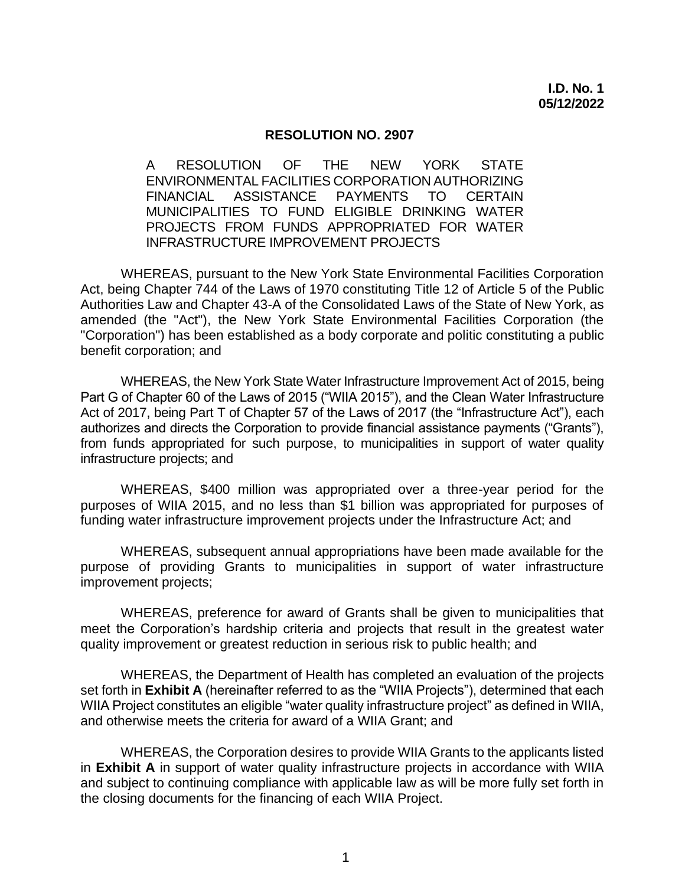**I.D. No. 1**
**05/12/2022**

# RESOLUTION NO. 2907

A RESOLUTION OF THE NEW YORK STATE ENVIRONMENTAL FACILITIES CORPORATION AUTHORIZING FINANCIAL ASSISTANCE PAYMENTS TO CERTAIN MUNICIPALITIES TO FUND ELIGIBLE DRINKING WATER PROJECTS FROM FUNDS APPROPRIATED FOR WATER INFRASTRUCTURE IMPROVEMENT PROJECTS

WHEREAS, pursuant to the New York State Environmental Facilities Corporation Act, being Chapter 744 of the Laws of 1970 constituting Title 12 of Article 5 of the Public Authorities Law and Chapter 43-A of the Consolidated Laws of the State of New York, as amended (the "Act"), the New York State Environmental Facilities Corporation (the "Corporation") has been established as a body corporate and politic constituting a public benefit corporation; and

WHEREAS, the New York State Water Infrastructure Improvement Act of 2015, being Part G of Chapter 60 of the Laws of 2015 ("WIIA 2015"), and the Clean Water Infrastructure Act of 2017, being Part T of Chapter 57 of the Laws of 2017 (the "Infrastructure Act"), each authorizes and directs the Corporation to provide financial assistance payments ("Grants"), from funds appropriated for such purpose, to municipalities in support of water quality infrastructure projects; and

WHEREAS, $400 million was appropriated over a three-year period for the purposes of WIIA 2015, and no less than $1 billion was appropriated for purposes of funding water infrastructure improvement projects under the Infrastructure Act; and

WHEREAS, subsequent annual appropriations have been made available for the purpose of providing Grants to municipalities in support of water infrastructure improvement projects;

WHEREAS, preference for award of Grants shall be given to municipalities that meet the Corporation's hardship criteria and projects that result in the greatest water quality improvement or greatest reduction in serious risk to public health; and

WHEREAS, the Department of Health has completed an evaluation of the projects set forth in **Exhibit A** (hereinafter referred to as the "WIIA Projects"), determined that each WIIA Project constitutes an eligible "water quality infrastructure project" as defined in WIIA, and otherwise meets the criteria for award of a WIIA Grant; and

WHEREAS, the Corporation desires to provide WIIA Grants to the applicants listed in **Exhibit A** in support of water quality infrastructure projects in accordance with WIIA and subject to continuing compliance with applicable law as will be more fully set forth in the closing documents for the financing of each WIIA Project.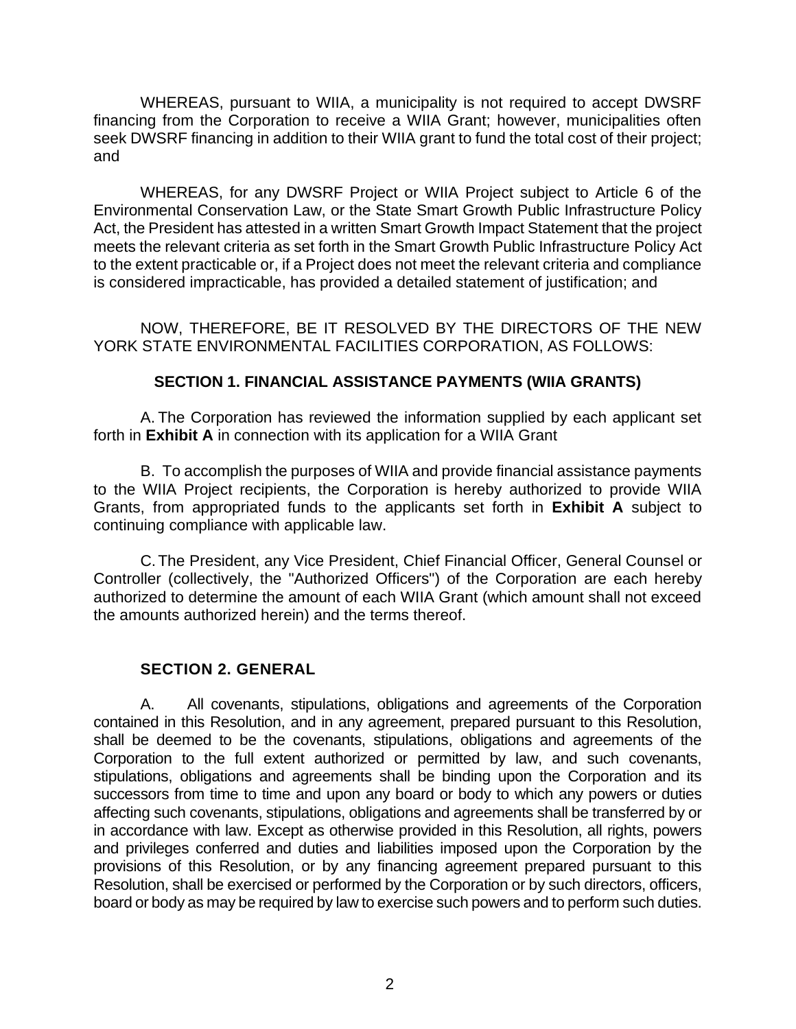WHEREAS, pursuant to WIIA, a municipality is not required to accept DWSRF financing from the Corporation to receive a WIIA Grant; however, municipalities often seek DWSRF financing in addition to their WIIA grant to fund the total cost of their project; and

WHEREAS, for any DWSRF Project or WIIA Project subject to Article 6 of the Environmental Conservation Law, or the State Smart Growth Public Infrastructure Policy Act, the President has attested in a written Smart Growth Impact Statement that the project meets the relevant criteria as set forth in the Smart Growth Public Infrastructure Policy Act to the extent practicable or, if a Project does not meet the relevant criteria and compliance is considered impracticable, has provided a detailed statement of justification; and

NOW, THEREFORE, BE IT RESOLVED BY THE DIRECTORS OF THE NEW YORK STATE ENVIRONMENTAL FACILITIES CORPORATION, AS FOLLOWS:

## SECTION 1. FINANCIAL ASSISTANCE PAYMENTS (WIIA GRANTS)

A. The Corporation has reviewed the information supplied by each applicant set forth in **Exhibit A** in connection with its application for a WIIA Grant

B. To accomplish the purposes of WIIA and provide financial assistance payments to the WIIA Project recipients, the Corporation is hereby authorized to provide WIIA Grants, from appropriated funds to the applicants set forth in **Exhibit A** subject to continuing compliance with applicable law.

C. The President, any Vice President, Chief Financial Officer, General Counsel or Controller (collectively, the "Authorized Officers") of the Corporation are each hereby authorized to determine the amount of each WIIA Grant (which amount shall not exceed the amounts authorized herein) and the terms thereof.

## SECTION 2. GENERAL

A. All covenants, stipulations, obligations and agreements of the Corporation contained in this Resolution, and in any agreement, prepared pursuant to this Resolution, shall be deemed to be the covenants, stipulations, obligations and agreements of the Corporation to the full extent authorized or permitted by law, and such covenants, stipulations, obligations and agreements shall be binding upon the Corporation and its successors from time to time and upon any board or body to which any powers or duties affecting such covenants, stipulations, obligations and agreements shall be transferred by or in accordance with law. Except as otherwise provided in this Resolution, all rights, powers and privileges conferred and duties and liabilities imposed upon the Corporation by the provisions of this Resolution, or by any financing agreement prepared pursuant to this Resolution, shall be exercised or performed by the Corporation or by such directors, officers, board or body as may be required by law to exercise such powers and to perform such duties.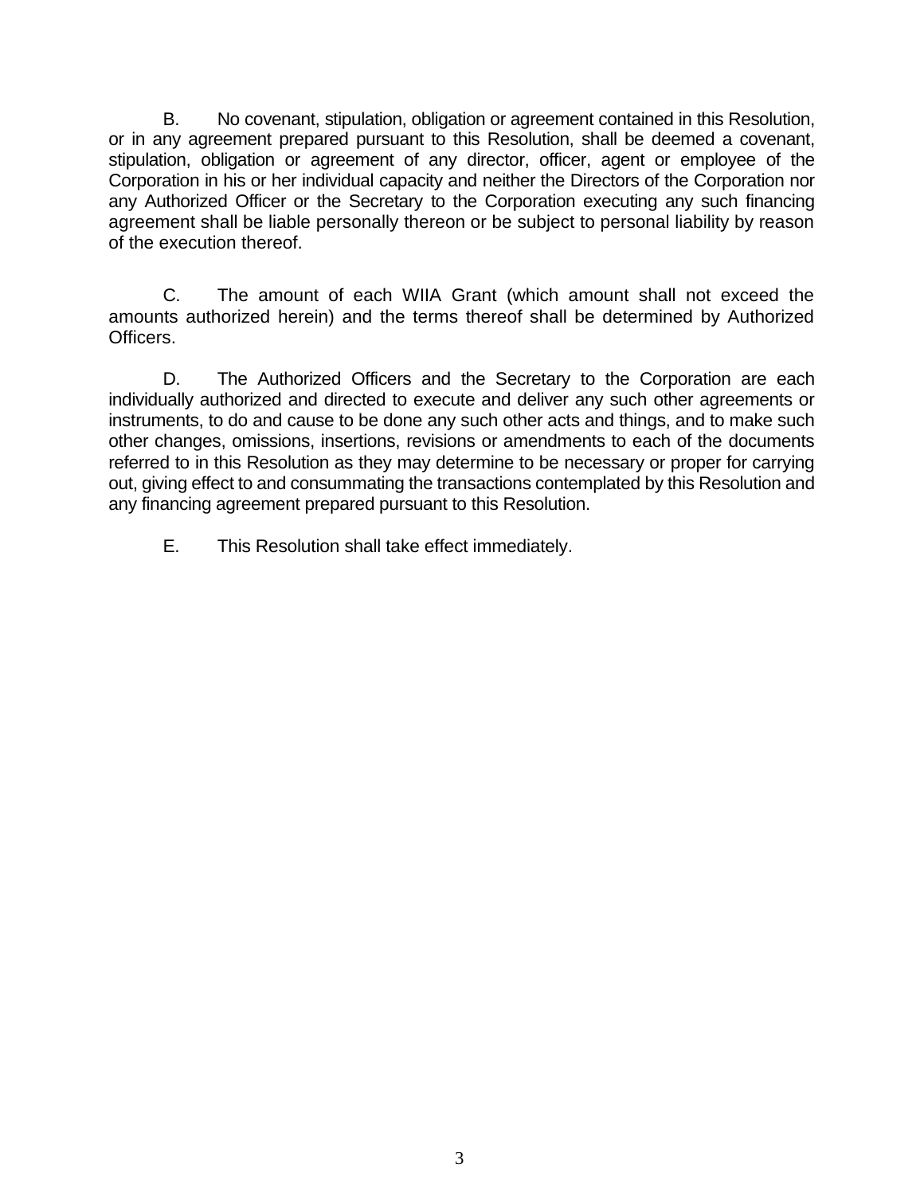B. No covenant, stipulation, obligation or agreement contained in this Resolution, or in any agreement prepared pursuant to this Resolution, shall be deemed a covenant, stipulation, obligation or agreement of any director, officer, agent or employee of the Corporation in his or her individual capacity and neither the Directors of the Corporation nor any Authorized Officer or the Secretary to the Corporation executing any such financing agreement shall be liable personally thereon or be subject to personal liability by reason of the execution thereof.

C. The amount of each WIIA Grant (which amount shall not exceed the amounts authorized herein) and the terms thereof shall be determined by Authorized Officers.

D. The Authorized Officers and the Secretary to the Corporation are each individually authorized and directed to execute and deliver any such other agreements or instruments, to do and cause to be done any such other acts and things, and to make such other changes, omissions, insertions, revisions or amendments to each of the documents referred to in this Resolution as they may determine to be necessary or proper for carrying out, giving effect to and consummating the transactions contemplated by this Resolution and any financing agreement prepared pursuant to this Resolution.

E. This Resolution shall take effect immediately.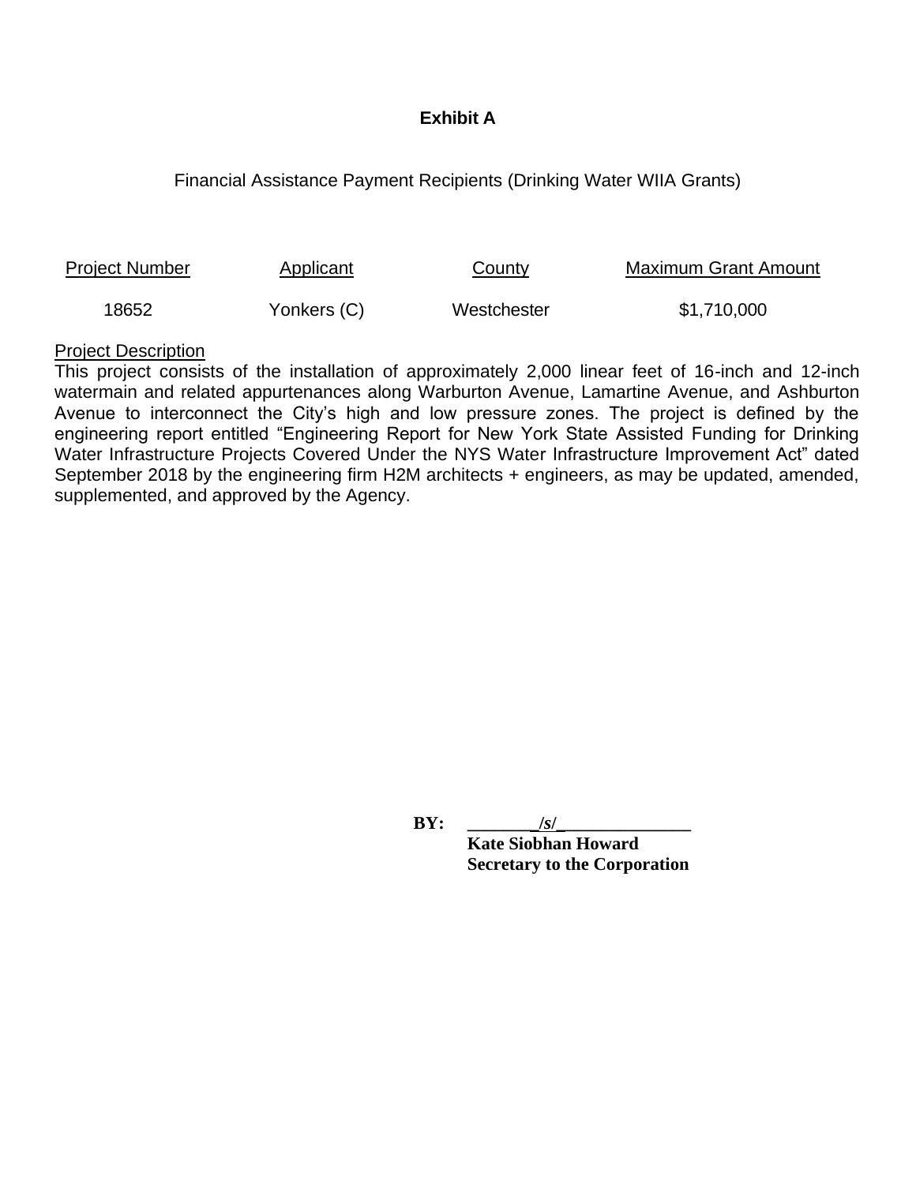**Exhibit A**

Financial Assistance Payment Recipients (Drinking Water WIIA Grants)

| Project Number | Applicant | County | Maximum Grant Amount |
|---|---|---|---|
| 18652 | Yonkers (C) | Westchester | $1,710,000 |

Project Description

This project consists of the installation of approximately 2,000 linear feet of 16-inch and 12-inch watermain and related appurtenances along Warburton Avenue, Lamartine Avenue, and Ashburton Avenue to interconnect the City's high and low pressure zones. The project is defined by the engineering report entitled "Engineering Report for New York State Assisted Funding for Drinking Water Infrastructure Projects Covered Under the NYS Water Infrastructure Improvement Act" dated September 2018 by the engineering firm H2M architects + engineers, as may be updated, amended, supplemented, and approved by the Agency.

**BY:** ________/s/______________

**Kate Siobhan Howard**
**Secretary to the Corporation**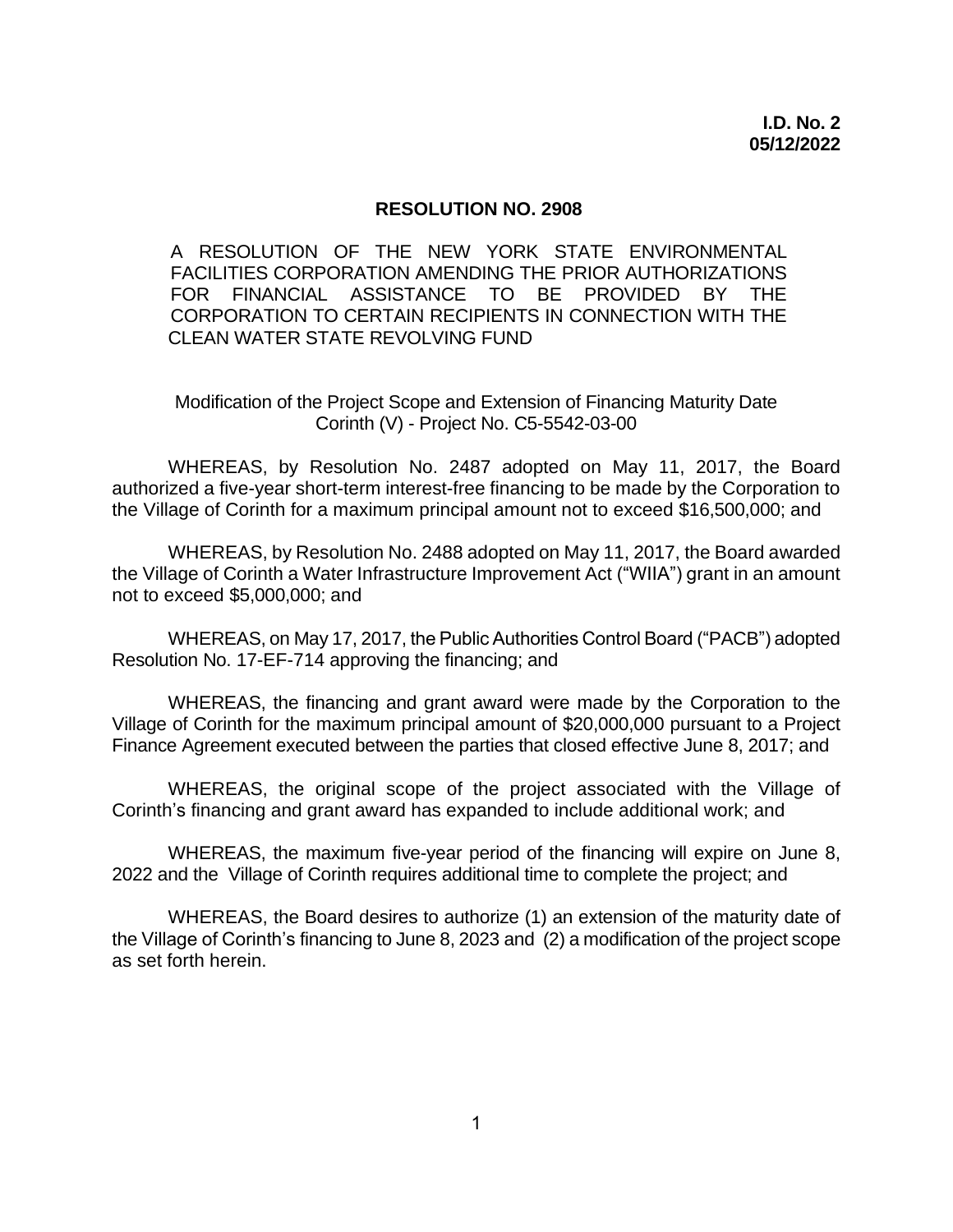**I.D. No. 2**
**05/12/2022**

## RESOLUTION NO. 2908

A RESOLUTION OF THE NEW YORK STATE ENVIRONMENTAL FACILITIES CORPORATION AMENDING THE PRIOR AUTHORIZATIONS FOR FINANCIAL ASSISTANCE TO BE PROVIDED BY THE CORPORATION TO CERTAIN RECIPIENTS IN CONNECTION WITH THE CLEAN WATER STATE REVOLVING FUND

Modification of the Project Scope and Extension of Financing Maturity Date
Corinth (V) - Project No. C5-5542-03-00

WHEREAS, by Resolution No. 2487 adopted on May 11, 2017, the Board authorized a five-year short-term interest-free financing to be made by the Corporation to the Village of Corinth for a maximum principal amount not to exceed $16,500,000; and

WHEREAS, by Resolution No. 2488 adopted on May 11, 2017, the Board awarded the Village of Corinth a Water Infrastructure Improvement Act ("WIIA") grant in an amount not to exceed $5,000,000; and

WHEREAS, on May 17, 2017, the Public Authorities Control Board ("PACB") adopted Resolution No. 17-EF-714 approving the financing; and

WHEREAS, the financing and grant award were made by the Corporation to the Village of Corinth for the maximum principal amount of $20,000,000 pursuant to a Project Finance Agreement executed between the parties that closed effective June 8, 2017; and

WHEREAS, the original scope of the project associated with the Village of Corinth's financing and grant award has expanded to include additional work; and

WHEREAS, the maximum five-year period of the financing will expire on June 8, 2022 and the Village of Corinth requires additional time to complete the project; and

WHEREAS, the Board desires to authorize (1) an extension of the maturity date of the Village of Corinth's financing to June 8, 2023 and (2) a modification of the project scope as set forth herein.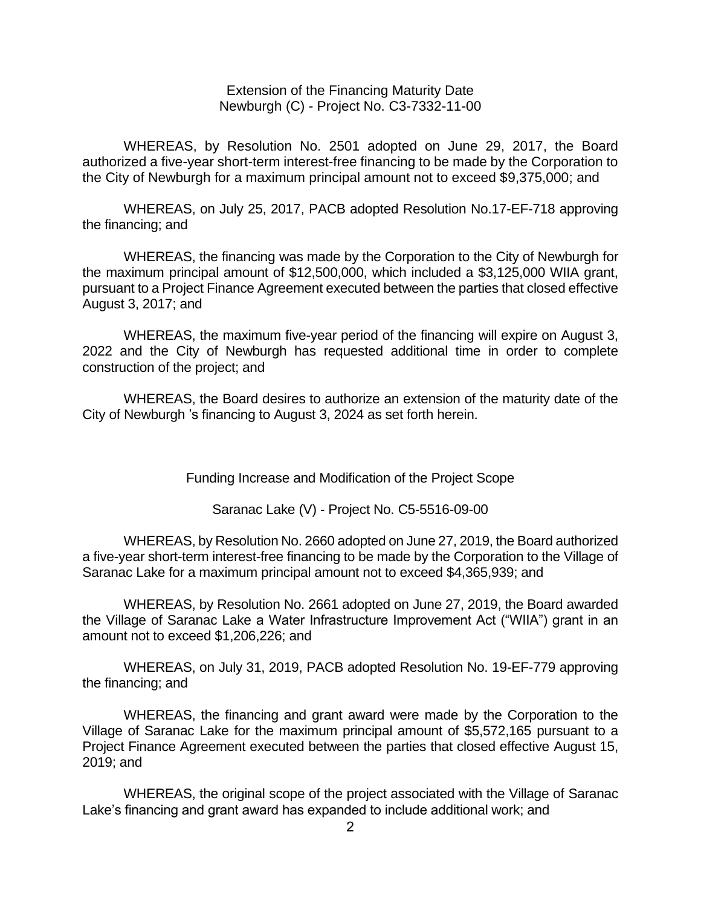Extension of the Financing Maturity Date
Newburgh (C) - Project No. C3-7332-11-00

WHEREAS, by Resolution No. 2501 adopted on June 29, 2017, the Board authorized a five-year short-term interest-free financing to be made by the Corporation to the City of Newburgh for a maximum principal amount not to exceed $9,375,000; and

WHEREAS, on July 25, 2017, PACB adopted Resolution No.17-EF-718 approving the financing; and

WHEREAS, the financing was made by the Corporation to the City of Newburgh for the maximum principal amount of $12,500,000, which included a $3,125,000 WIIA grant, pursuant to a Project Finance Agreement executed between the parties that closed effective August 3, 2017; and

WHEREAS, the maximum five-year period of the financing will expire on August 3, 2022 and the City of Newburgh has requested additional time in order to complete construction of the project; and

WHEREAS, the Board desires to authorize an extension of the maturity date of the City of Newburgh 's financing to August 3, 2024 as set forth herein.

Funding Increase and Modification of the Project Scope

Saranac Lake (V) - Project No. C5-5516-09-00

WHEREAS, by Resolution No. 2660 adopted on June 27, 2019, the Board authorized a five-year short-term interest-free financing to be made by the Corporation to the Village of Saranac Lake for a maximum principal amount not to exceed $4,365,939; and

WHEREAS, by Resolution No. 2661 adopted on June 27, 2019, the Board awarded the Village of Saranac Lake a Water Infrastructure Improvement Act ("WIIA") grant in an amount not to exceed $1,206,226; and

WHEREAS, on July 31, 2019, PACB adopted Resolution No. 19-EF-779 approving the financing; and

WHEREAS, the financing and grant award were made by the Corporation to the Village of Saranac Lake for the maximum principal amount of $5,572,165 pursuant to a Project Finance Agreement executed between the parties that closed effective August 15, 2019; and

WHEREAS, the original scope of the project associated with the Village of Saranac Lake's financing and grant award has expanded to include additional work; and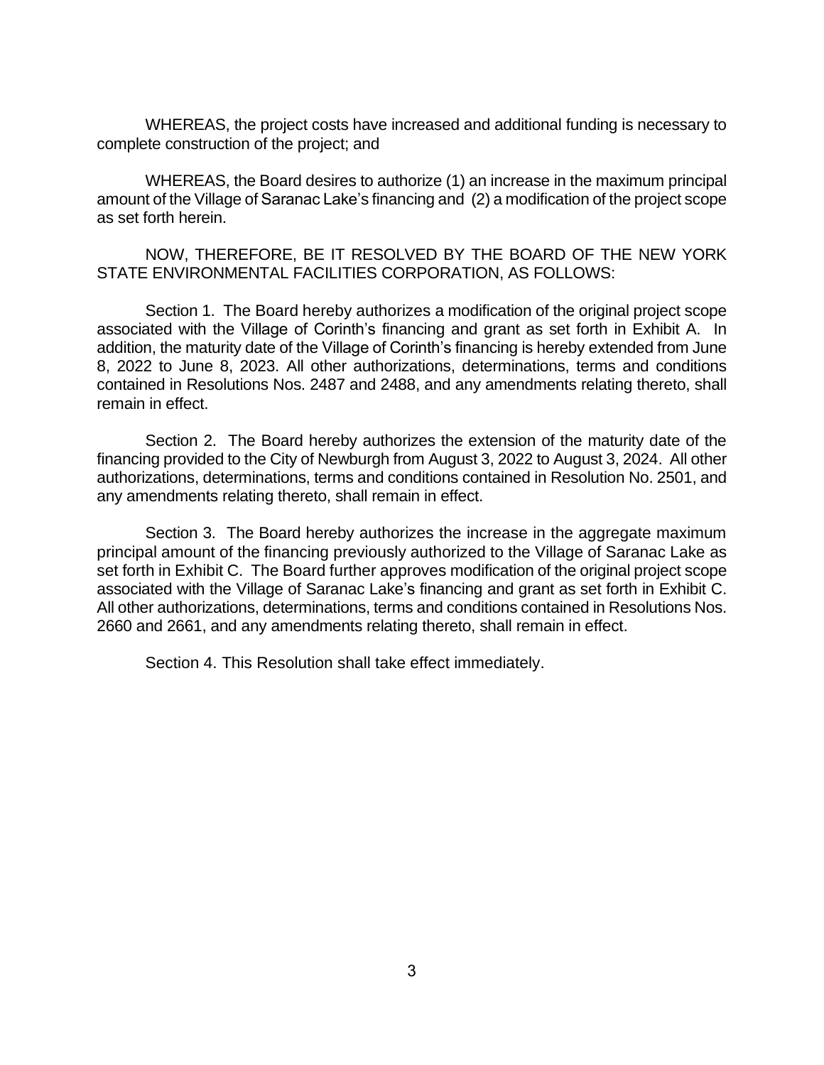WHEREAS, the project costs have increased and additional funding is necessary to complete construction of the project; and

WHEREAS, the Board desires to authorize (1) an increase in the maximum principal amount of the Village of Saranac Lake's financing and (2) a modification of the project scope as set forth herein.

NOW, THEREFORE, BE IT RESOLVED BY THE BOARD OF THE NEW YORK STATE ENVIRONMENTAL FACILITIES CORPORATION, AS FOLLOWS:

Section 1. The Board hereby authorizes a modification of the original project scope associated with the Village of Corinth's financing and grant as set forth in Exhibit A. In addition, the maturity date of the Village of Corinth's financing is hereby extended from June 8, 2022 to June 8, 2023. All other authorizations, determinations, terms and conditions contained in Resolutions Nos. 2487 and 2488, and any amendments relating thereto, shall remain in effect.

Section 2. The Board hereby authorizes the extension of the maturity date of the financing provided to the City of Newburgh from August 3, 2022 to August 3, 2024. All other authorizations, determinations, terms and conditions contained in Resolution No. 2501, and any amendments relating thereto, shall remain in effect.

Section 3. The Board hereby authorizes the increase in the aggregate maximum principal amount of the financing previously authorized to the Village of Saranac Lake as set forth in Exhibit C. The Board further approves modification of the original project scope associated with the Village of Saranac Lake's financing and grant as set forth in Exhibit C. All other authorizations, determinations, terms and conditions contained in Resolutions Nos. 2660 and 2661, and any amendments relating thereto, shall remain in effect.

Section 4. This Resolution shall take effect immediately.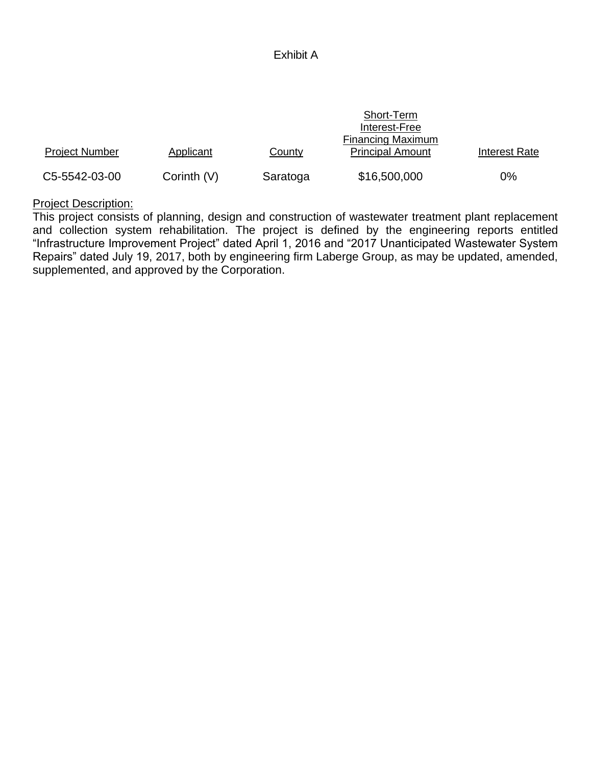Exhibit A

| Project Number | Applicant | County | Short-Term Interest-Free Financing Maximum Principal Amount | Interest Rate |
|---|---|---|---|---|
| C5-5542-03-00 | Corinth (V) | Saratoga | $16,500,000 | 0% |

Project Description:
This project consists of planning, design and construction of wastewater treatment plant replacement and collection system rehabilitation. The project is defined by the engineering reports entitled "Infrastructure Improvement Project" dated April 1, 2016 and "2017 Unanticipated Wastewater System Repairs" dated July 19, 2017, both by engineering firm Laberge Group, as may be updated, amended, supplemented, and approved by the Corporation.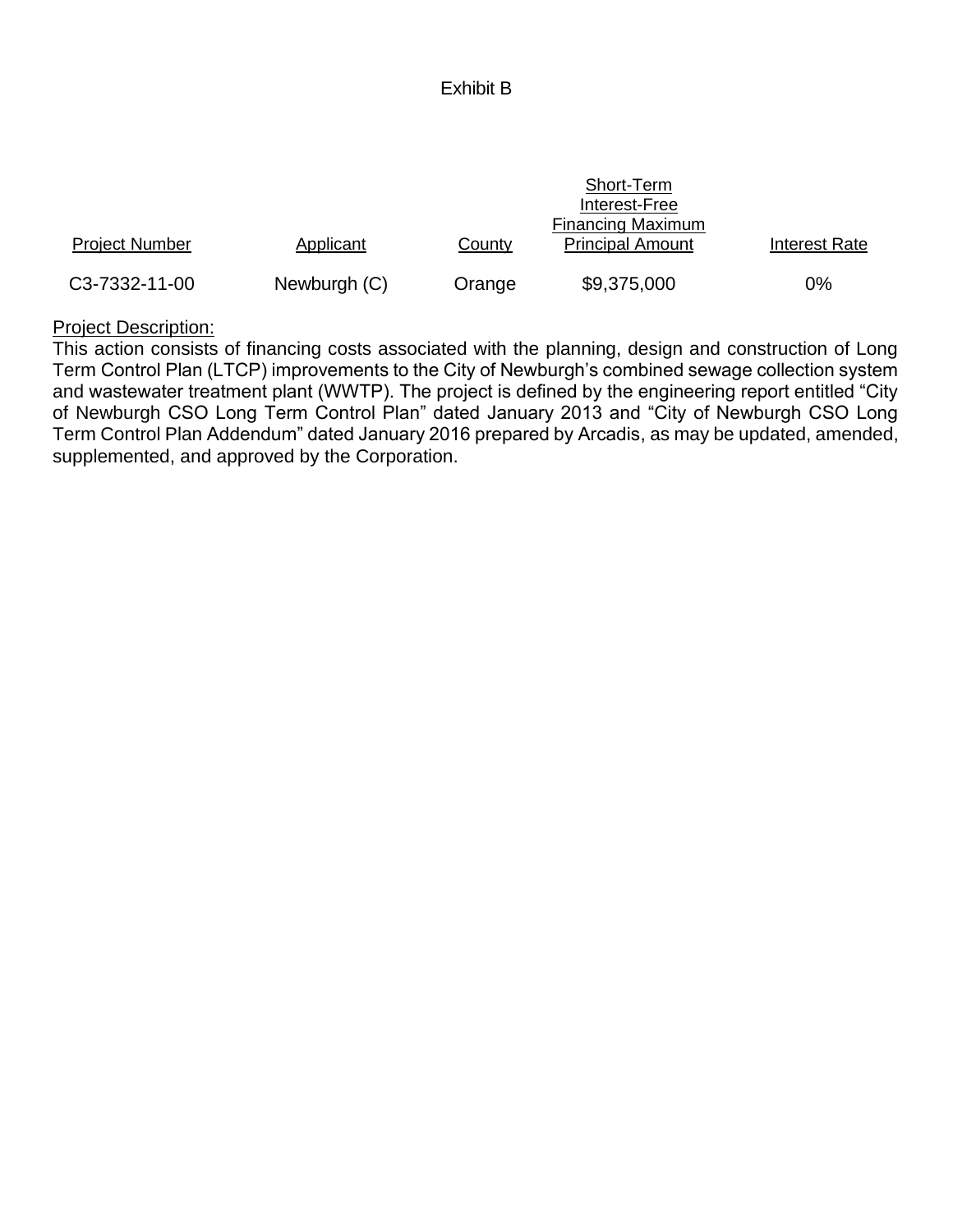Exhibit B

| Project Number | Applicant | County | Short-Term Interest-Free Financing Maximum Principal Amount | Interest Rate |
|---|---|---|---|---|
| C3-7332-11-00 | Newburgh (C) | Orange | $9,375,000 | 0% |

Project Description:
This action consists of financing costs associated with the planning, design and construction of Long Term Control Plan (LTCP) improvements to the City of Newburgh's combined sewage collection system and wastewater treatment plant (WWTP). The project is defined by the engineering report entitled "City of Newburgh CSO Long Term Control Plan" dated January 2013 and "City of Newburgh CSO Long Term Control Plan Addendum" dated January 2016 prepared by Arcadis, as may be updated, amended, supplemented, and approved by the Corporation.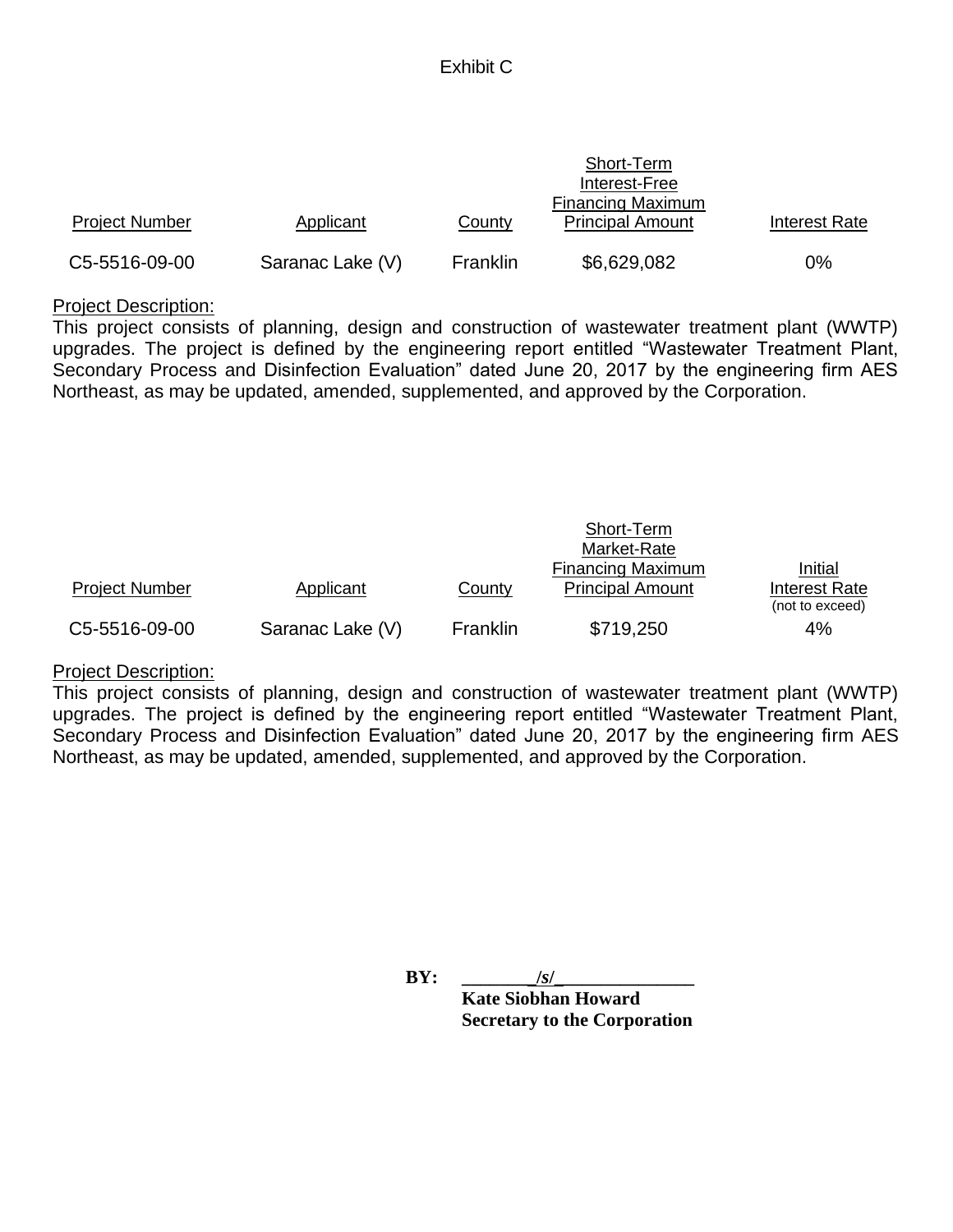Exhibit C

| Project Number | Applicant | County | Short-Term Interest-Free Financing Maximum Principal Amount | Interest Rate |
|---|---|---|---|---|
| C5-5516-09-00 | Saranac Lake (V) | Franklin | $6,629,082 | 0% |

Project Description:
This project consists of planning, design and construction of wastewater treatment plant (WWTP) upgrades. The project is defined by the engineering report entitled "Wastewater Treatment Plant, Secondary Process and Disinfection Evaluation" dated June 20, 2017 by the engineering firm AES Northeast, as may be updated, amended, supplemented, and approved by the Corporation.

| Project Number | Applicant | County | Short-Term Market-Rate Financing Maximum Principal Amount | Initial Interest Rate (not to exceed) |
|---|---|---|---|---|
| C5-5516-09-00 | Saranac Lake (V) | Franklin | $719,250 | 4% |

Project Description:
This project consists of planning, design and construction of wastewater treatment plant (WWTP) upgrades. The project is defined by the engineering report entitled "Wastewater Treatment Plant, Secondary Process and Disinfection Evaluation" dated June 20, 2017 by the engineering firm AES Northeast, as may be updated, amended, supplemented, and approved by the Corporation.

**BY:** _______/s/_____________
**Kate Siobhan Howard**
**Secretary to the Corporation**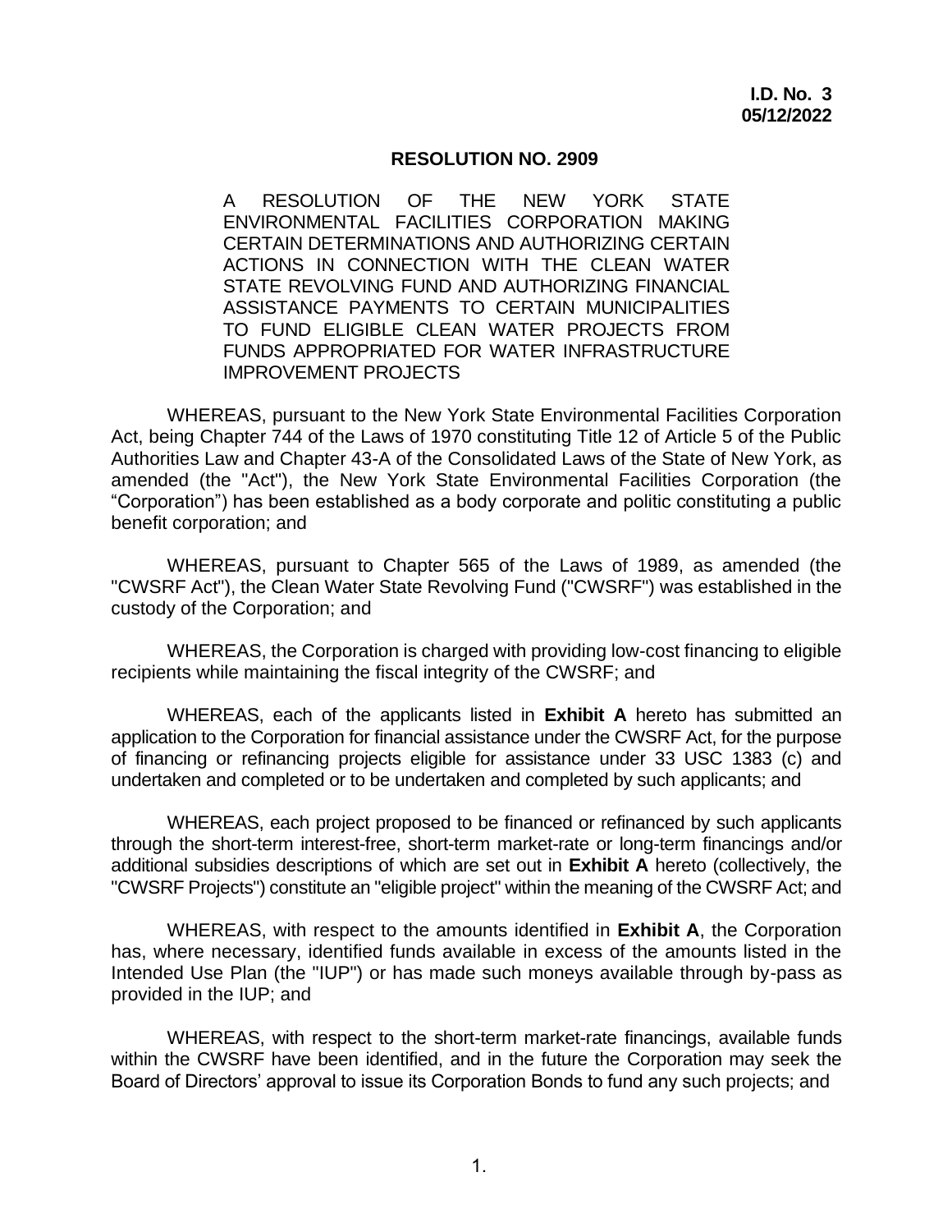**I.D. No. 3**
**05/12/2022**

# RESOLUTION NO. 2909

A RESOLUTION OF THE NEW YORK STATE ENVIRONMENTAL FACILITIES CORPORATION MAKING CERTAIN DETERMINATIONS AND AUTHORIZING CERTAIN ACTIONS IN CONNECTION WITH THE CLEAN WATER STATE REVOLVING FUND AND AUTHORIZING FINANCIAL ASSISTANCE PAYMENTS TO CERTAIN MUNICIPALITIES TO FUND ELIGIBLE CLEAN WATER PROJECTS FROM FUNDS APPROPRIATED FOR WATER INFRASTRUCTURE IMPROVEMENT PROJECTS

WHEREAS, pursuant to the New York State Environmental Facilities Corporation Act, being Chapter 744 of the Laws of 1970 constituting Title 12 of Article 5 of the Public Authorities Law and Chapter 43-A of the Consolidated Laws of the State of New York, as amended (the "Act"), the New York State Environmental Facilities Corporation (the "Corporation") has been established as a body corporate and politic constituting a public benefit corporation; and

WHEREAS, pursuant to Chapter 565 of the Laws of 1989, as amended (the "CWSRF Act"), the Clean Water State Revolving Fund ("CWSRF") was established in the custody of the Corporation; and

WHEREAS, the Corporation is charged with providing low-cost financing to eligible recipients while maintaining the fiscal integrity of the CWSRF; and

WHEREAS, each of the applicants listed in **Exhibit A** hereto has submitted an application to the Corporation for financial assistance under the CWSRF Act, for the purpose of financing or refinancing projects eligible for assistance under 33 USC 1383 (c) and undertaken and completed or to be undertaken and completed by such applicants; and

WHEREAS, each project proposed to be financed or refinanced by such applicants through the short-term interest-free, short-term market-rate or long-term financings and/or additional subsidies descriptions of which are set out in **Exhibit A** hereto (collectively, the "CWSRF Projects") constitute an "eligible project" within the meaning of the CWSRF Act; and

WHEREAS, with respect to the amounts identified in **Exhibit A**, the Corporation has, where necessary, identified funds available in excess of the amounts listed in the Intended Use Plan (the "IUP") or has made such moneys available through by-pass as provided in the IUP; and

WHEREAS, with respect to the short-term market-rate financings, available funds within the CWSRF have been identified, and in the future the Corporation may seek the Board of Directors' approval to issue its Corporation Bonds to fund any such projects; and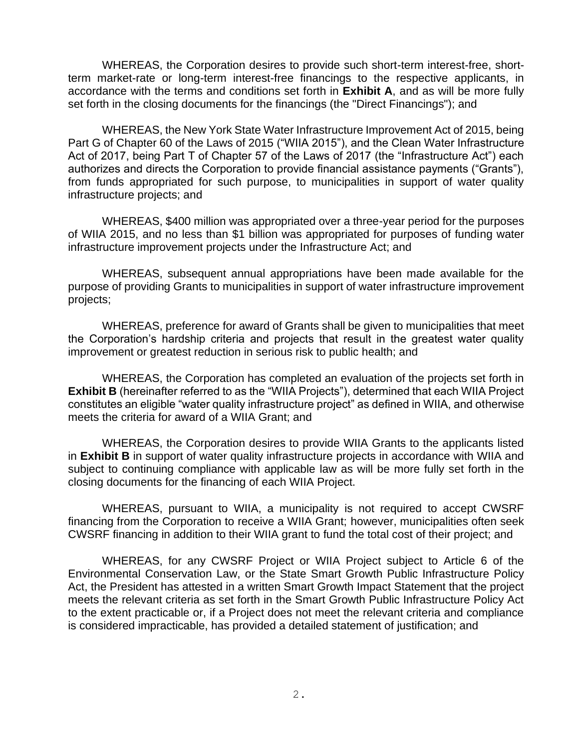WHEREAS, the Corporation desires to provide such short-term interest-free, short-term market-rate or long-term interest-free financings to the respective applicants, in accordance with the terms and conditions set forth in **Exhibit A**, and as will be more fully set forth in the closing documents for the financings (the "Direct Financings"); and

WHEREAS, the New York State Water Infrastructure Improvement Act of 2015, being Part G of Chapter 60 of the Laws of 2015 ("WIIA 2015"), and the Clean Water Infrastructure Act of 2017, being Part T of Chapter 57 of the Laws of 2017 (the "Infrastructure Act") each authorizes and directs the Corporation to provide financial assistance payments ("Grants"), from funds appropriated for such purpose, to municipalities in support of water quality infrastructure projects; and

WHEREAS, $400 million was appropriated over a three-year period for the purposes of WIIA 2015, and no less than $1 billion was appropriated for purposes of funding water infrastructure improvement projects under the Infrastructure Act; and

WHEREAS, subsequent annual appropriations have been made available for the purpose of providing Grants to municipalities in support of water infrastructure improvement projects;

WHEREAS, preference for award of Grants shall be given to municipalities that meet the Corporation's hardship criteria and projects that result in the greatest water quality improvement or greatest reduction in serious risk to public health; and

WHEREAS, the Corporation has completed an evaluation of the projects set forth in **Exhibit B** (hereinafter referred to as the "WIIA Projects"), determined that each WIIA Project constitutes an eligible "water quality infrastructure project" as defined in WIIA, and otherwise meets the criteria for award of a WIIA Grant; and

WHEREAS, the Corporation desires to provide WIIA Grants to the applicants listed in **Exhibit B** in support of water quality infrastructure projects in accordance with WIIA and subject to continuing compliance with applicable law as will be more fully set forth in the closing documents for the financing of each WIIA Project.

WHEREAS, pursuant to WIIA, a municipality is not required to accept CWSRF financing from the Corporation to receive a WIIA Grant; however, municipalities often seek CWSRF financing in addition to their WIIA grant to fund the total cost of their project; and

WHEREAS, for any CWSRF Project or WIIA Project subject to Article 6 of the Environmental Conservation Law, or the State Smart Growth Public Infrastructure Policy Act, the President has attested in a written Smart Growth Impact Statement that the project meets the relevant criteria as set forth in the Smart Growth Public Infrastructure Policy Act to the extent practicable or, if a Project does not meet the relevant criteria and compliance is considered impracticable, has provided a detailed statement of justification; and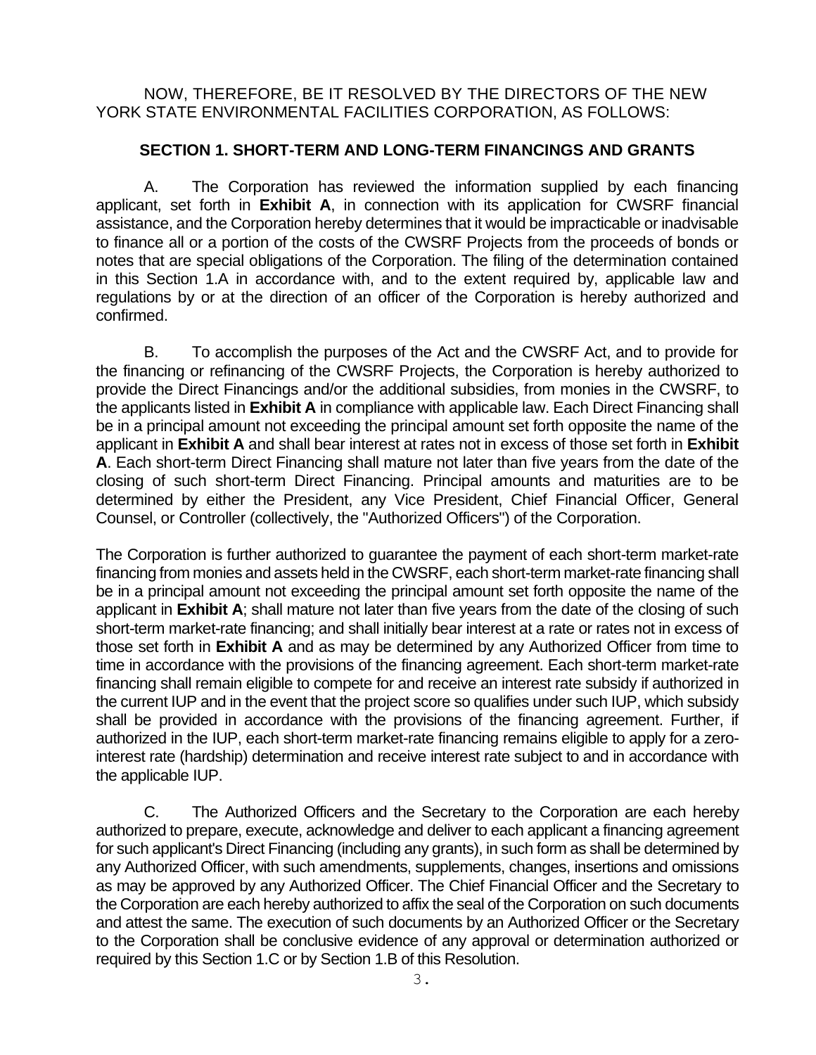NOW, THEREFORE, BE IT RESOLVED BY THE DIRECTORS OF THE NEW YORK STATE ENVIRONMENTAL FACILITIES CORPORATION, AS FOLLOWS:

## SECTION 1. SHORT-TERM AND LONG-TERM FINANCINGS AND GRANTS

A. The Corporation has reviewed the information supplied by each financing applicant, set forth in **Exhibit A**, in connection with its application for CWSRF financial assistance, and the Corporation hereby determines that it would be impracticable or inadvisable to finance all or a portion of the costs of the CWSRF Projects from the proceeds of bonds or notes that are special obligations of the Corporation. The filing of the determination contained in this Section 1.A in accordance with, and to the extent required by, applicable law and regulations by or at the direction of an officer of the Corporation is hereby authorized and confirmed.

B. To accomplish the purposes of the Act and the CWSRF Act, and to provide for the financing or refinancing of the CWSRF Projects, the Corporation is hereby authorized to provide the Direct Financings and/or the additional subsidies, from monies in the CWSRF, to the applicants listed in **Exhibit A** in compliance with applicable law. Each Direct Financing shall be in a principal amount not exceeding the principal amount set forth opposite the name of the applicant in **Exhibit A** and shall bear interest at rates not in excess of those set forth in **Exhibit A**. Each short-term Direct Financing shall mature not later than five years from the date of the closing of such short-term Direct Financing. Principal amounts and maturities are to be determined by either the President, any Vice President, Chief Financial Officer, General Counsel, or Controller (collectively, the "Authorized Officers") of the Corporation.

The Corporation is further authorized to guarantee the payment of each short-term market-rate financing from monies and assets held in the CWSRF, each short-term market-rate financing shall be in a principal amount not exceeding the principal amount set forth opposite the name of the applicant in **Exhibit A**; shall mature not later than five years from the date of the closing of such short-term market-rate financing; and shall initially bear interest at a rate or rates not in excess of those set forth in **Exhibit A** and as may be determined by any Authorized Officer from time to time in accordance with the provisions of the financing agreement. Each short-term market-rate financing shall remain eligible to compete for and receive an interest rate subsidy if authorized in the current IUP and in the event that the project score so qualifies under such IUP, which subsidy shall be provided in accordance with the provisions of the financing agreement. Further, if authorized in the IUP, each short-term market-rate financing remains eligible to apply for a zero-interest rate (hardship) determination and receive interest rate subject to and in accordance with the applicable IUP.

C. The Authorized Officers and the Secretary to the Corporation are each hereby authorized to prepare, execute, acknowledge and deliver to each applicant a financing agreement for such applicant's Direct Financing (including any grants), in such form as shall be determined by any Authorized Officer, with such amendments, supplements, changes, insertions and omissions as may be approved by any Authorized Officer. The Chief Financial Officer and the Secretary to the Corporation are each hereby authorized to affix the seal of the Corporation on such documents and attest the same. The execution of such documents by an Authorized Officer or the Secretary to the Corporation shall be conclusive evidence of any approval or determination authorized or required by this Section 1.C or by Section 1.B of this Resolution.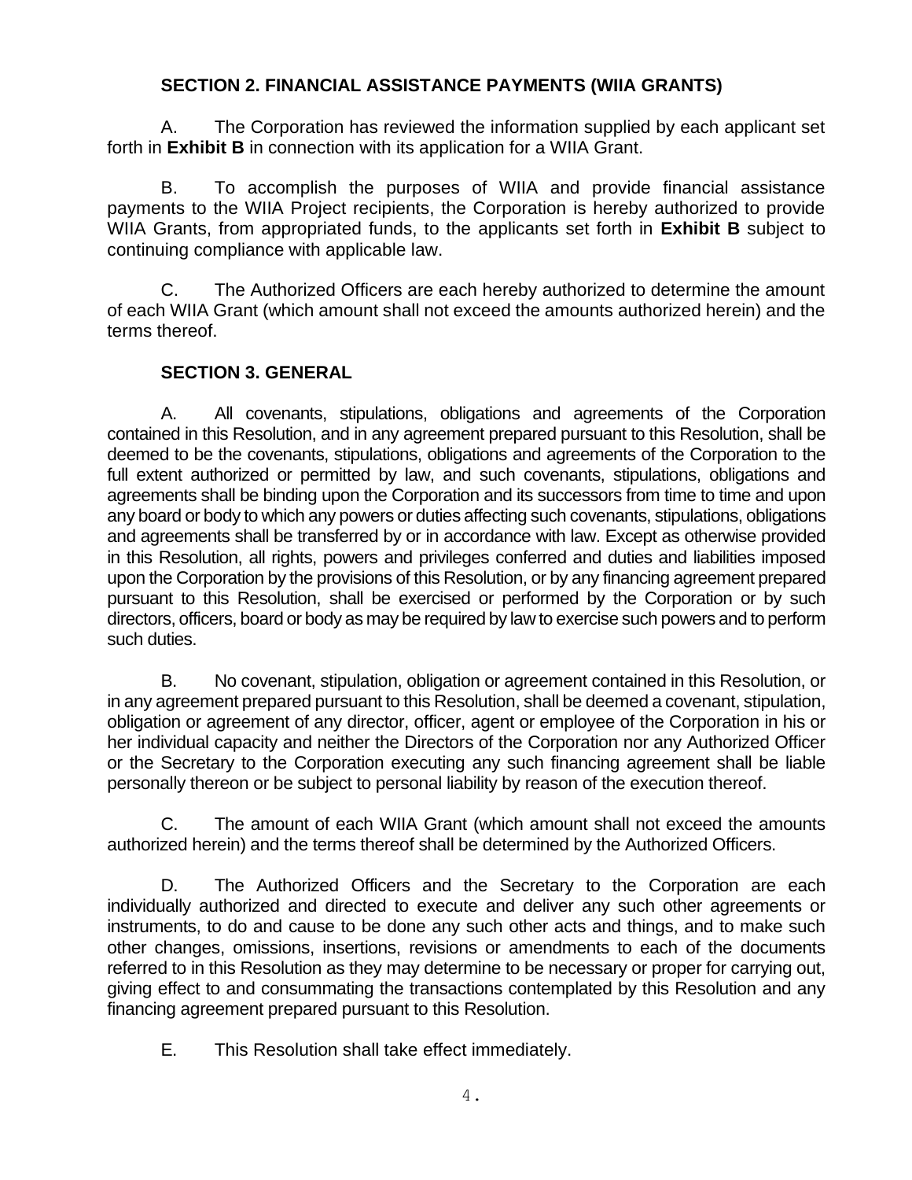## SECTION 2. FINANCIAL ASSISTANCE PAYMENTS (WIIA GRANTS)

A. The Corporation has reviewed the information supplied by each applicant set forth in **Exhibit B** in connection with its application for a WIIA Grant.

B. To accomplish the purposes of WIIA and provide financial assistance payments to the WIIA Project recipients, the Corporation is hereby authorized to provide WIIA Grants, from appropriated funds, to the applicants set forth in **Exhibit B** subject to continuing compliance with applicable law.

C. The Authorized Officers are each hereby authorized to determine the amount of each WIIA Grant (which amount shall not exceed the amounts authorized herein) and the terms thereof.

## SECTION 3. GENERAL

A. All covenants, stipulations, obligations and agreements of the Corporation contained in this Resolution, and in any agreement prepared pursuant to this Resolution, shall be deemed to be the covenants, stipulations, obligations and agreements of the Corporation to the full extent authorized or permitted by law, and such covenants, stipulations, obligations and agreements shall be binding upon the Corporation and its successors from time to time and upon any board or body to which any powers or duties affecting such covenants, stipulations, obligations and agreements shall be transferred by or in accordance with law. Except as otherwise provided in this Resolution, all rights, powers and privileges conferred and duties and liabilities imposed upon the Corporation by the provisions of this Resolution, or by any financing agreement prepared pursuant to this Resolution, shall be exercised or performed by the Corporation or by such directors, officers, board or body as may be required by law to exercise such powers and to perform such duties.

B. No covenant, stipulation, obligation or agreement contained in this Resolution, or in any agreement prepared pursuant to this Resolution, shall be deemed a covenant, stipulation, obligation or agreement of any director, officer, agent or employee of the Corporation in his or her individual capacity and neither the Directors of the Corporation nor any Authorized Officer or the Secretary to the Corporation executing any such financing agreement shall be liable personally thereon or be subject to personal liability by reason of the execution thereof.

C. The amount of each WIIA Grant (which amount shall not exceed the amounts authorized herein) and the terms thereof shall be determined by the Authorized Officers.

D. The Authorized Officers and the Secretary to the Corporation are each individually authorized and directed to execute and deliver any such other agreements or instruments, to do and cause to be done any such other acts and things, and to make such other changes, omissions, insertions, revisions or amendments to each of the documents referred to in this Resolution as they may determine to be necessary or proper for carrying out, giving effect to and consummating the transactions contemplated by this Resolution and any financing agreement prepared pursuant to this Resolution.

E. This Resolution shall take effect immediately.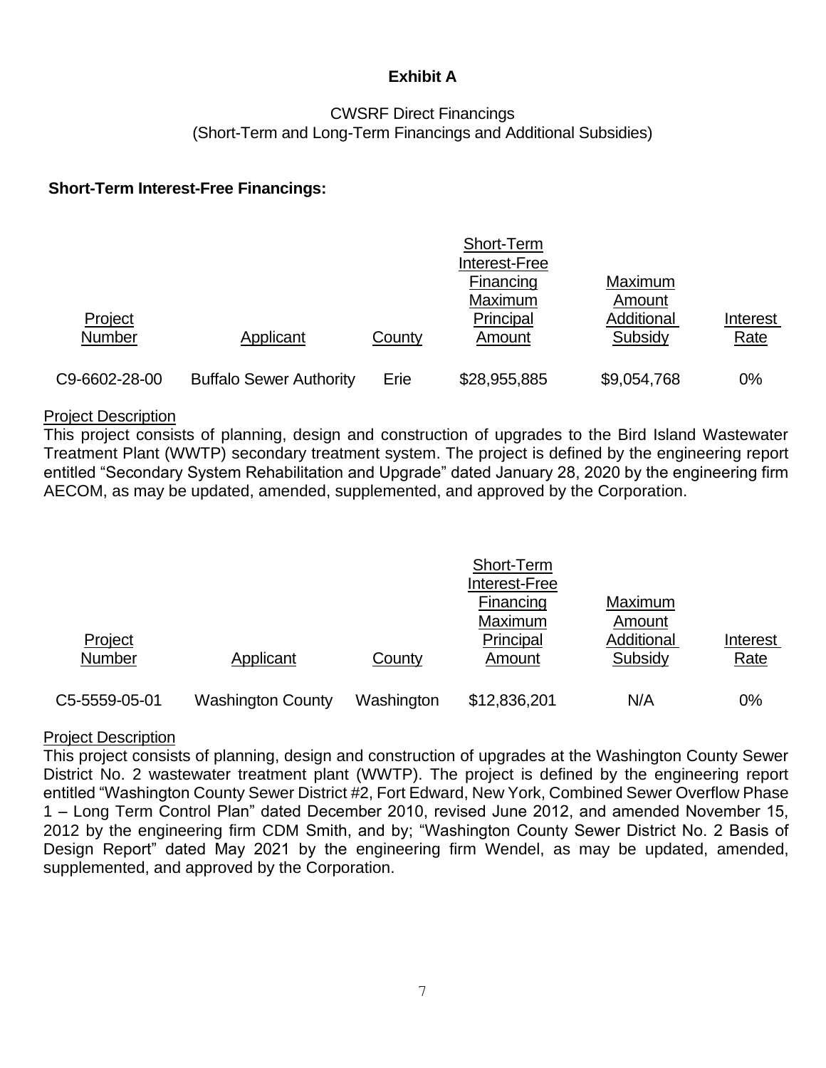# Exhibit A

CWSRF Direct Financings
(Short-Term and Long-Term Financings and Additional Subsidies)

**Short-Term Interest-Free Financings:**

| Project Number | Applicant | County | Short-Term Interest-Free Financing Maximum Principal Amount | Maximum Amount Additional Subsidy | Interest Rate |
|---|---|---|---|---|---|
| C9-6602-28-00 | Buffalo Sewer Authority | Erie | $28,955,885 | $9,054,768 | 0% |

Project Description
This project consists of planning, design and construction of upgrades to the Bird Island Wastewater Treatment Plant (WWTP) secondary treatment system. The project is defined by the engineering report entitled "Secondary System Rehabilitation and Upgrade" dated January 28, 2020 by the engineering firm AECOM, as may be updated, amended, supplemented, and approved by the Corporation.

| Project Number | Applicant | County | Short-Term Interest-Free Financing Maximum Principal Amount | Maximum Amount Additional Subsidy | Interest Rate |
|---|---|---|---|---|---|
| C5-5559-05-01 | Washington County | Washington | $12,836,201 | N/A | 0% |

Project Description
This project consists of planning, design and construction of upgrades at the Washington County Sewer District No. 2 wastewater treatment plant (WWTP). The project is defined by the engineering report entitled "Washington County Sewer District #2, Fort Edward, New York, Combined Sewer Overflow Phase 1 – Long Term Control Plan" dated December 2010, revised June 2012, and amended November 15, 2012 by the engineering firm CDM Smith, and by; "Washington County Sewer District No. 2 Basis of Design Report" dated May 2021 by the engineering firm Wendel, as may be updated, amended, supplemented, and approved by the Corporation.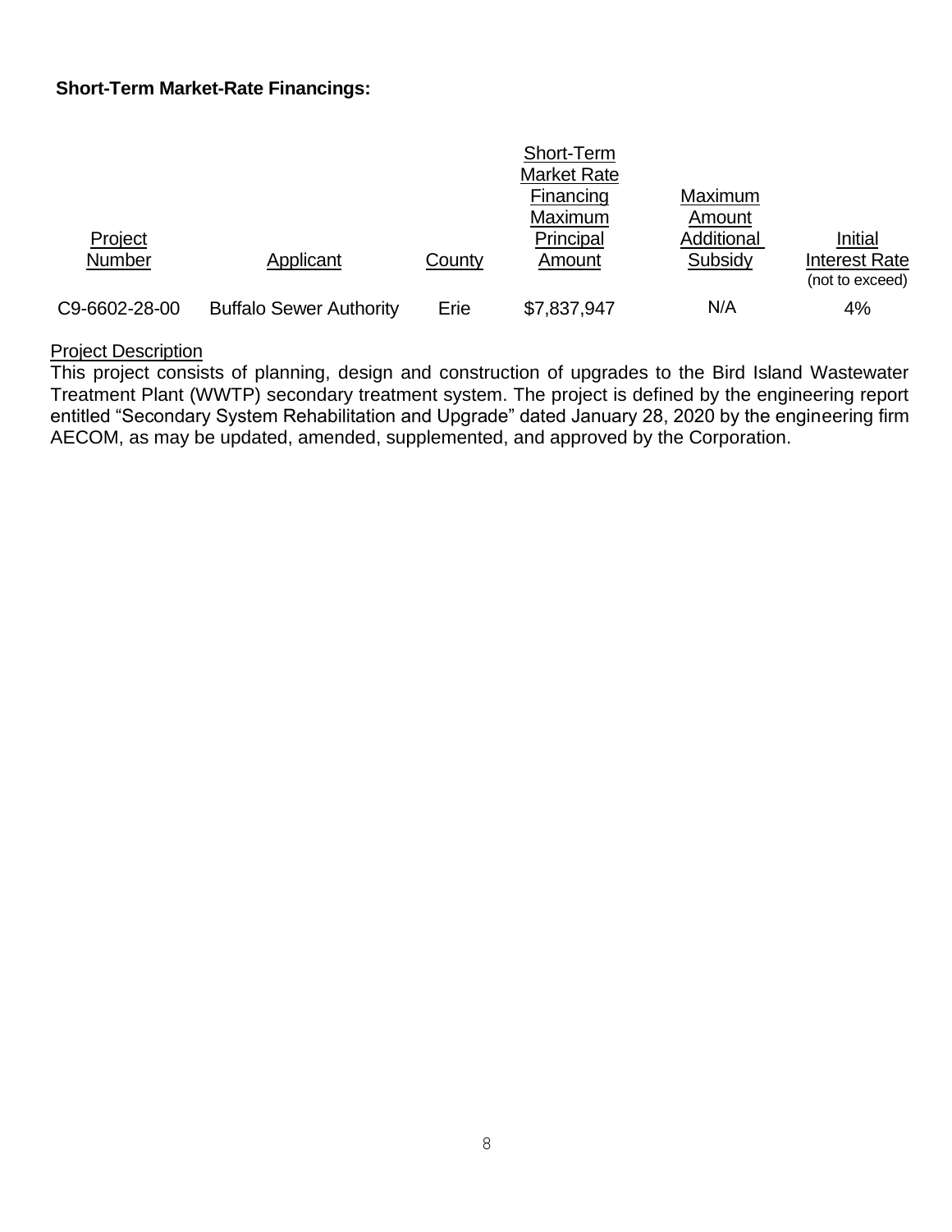**Short-Term Market-Rate Financings:**

| Project Number | Applicant | County | Short-Term Market Rate Financing Maximum Principal Amount | Maximum Amount Additional Subsidy | Initial Interest Rate (not to exceed) |
|---|---|---|---|---|---|
| C9-6602-28-00 | Buffalo Sewer Authority | Erie | $7,837,947 | N/A | 4% |

Project Description

This project consists of planning, design and construction of upgrades to the Bird Island Wastewater Treatment Plant (WWTP) secondary treatment system. The project is defined by the engineering report entitled "Secondary System Rehabilitation and Upgrade" dated January 28, 2020 by the engineering firm AECOM, as may be updated, amended, supplemented, and approved by the Corporation.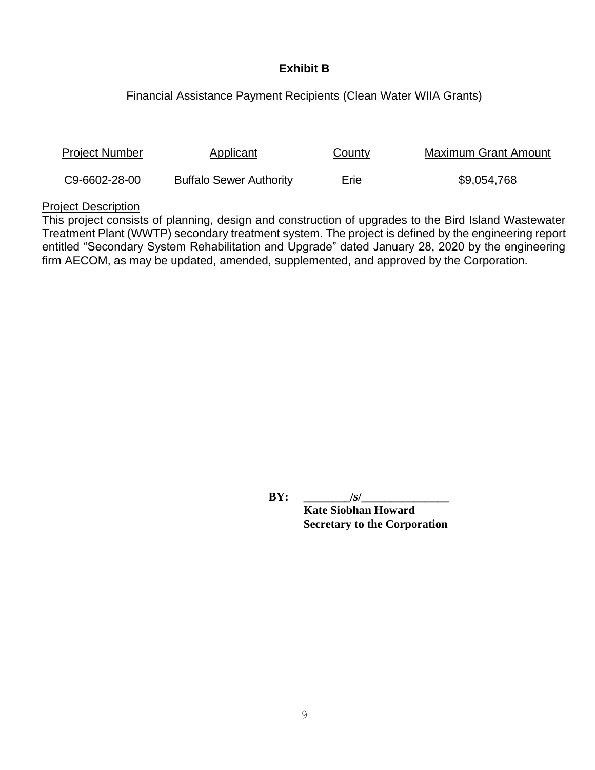**Exhibit B**

Financial Assistance Payment Recipients (Clean Water WIIA Grants)

| Project Number | Applicant | County | Maximum Grant Amount |
| --- | --- | --- | --- |
| C9-6602-28-00 | Buffalo Sewer Authority | Erie | $9,054,768 |

Project Description

This project consists of planning, design and construction of upgrades to the Bird Island Wastewater Treatment Plant (WWTP) secondary treatment system. The project is defined by the engineering report entitled "Secondary System Rehabilitation and Upgrade" dated January 28, 2020 by the engineering firm AECOM, as may be updated, amended, supplemented, and approved by the Corporation.

**BY:** ________/s/_______________
**Kate Siobhan Howard**
**Secretary to the Corporation**